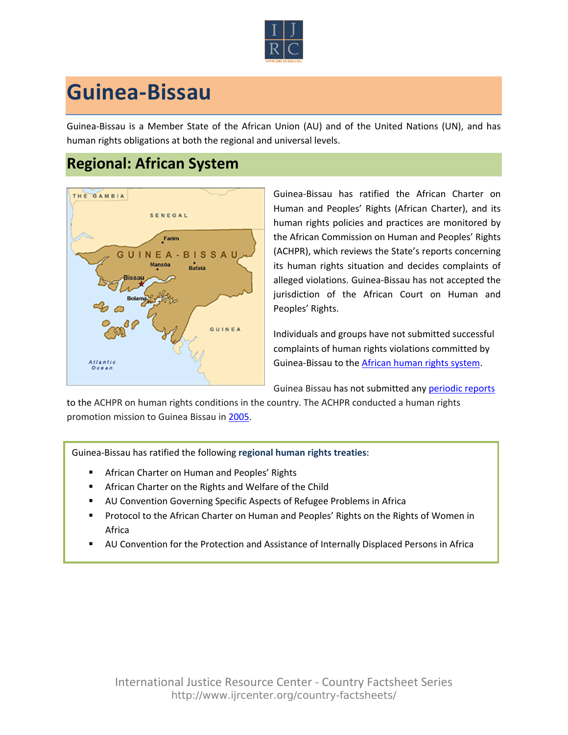# Guinea-Bissau

Guinea-Bissau is a Member State of the African Union (AU) and of the United Nations (UN), and has human rights obligations at both the regional and universal levels.

## Regional: African System

Guinea-Bissau has ratified the African Charter on Human and Peoples' Rights (African Charter), and its human rights policies and practices are monitored by the African Commission on Human and Peoples' Rights (ACHPR), which reviews the State's reports concerning its human rights situation and decides complaints of alleged violations. Guinea-Bissau has not accepted the jurisdiction of the African Court on Human and Peoples' Rights.

Individuals and groups have not submitted successful complaints of human rights violations committed by Guinea-Bissau to the African human rights system.

Guinea Bissau has not submitted any periodic reports to the ACHPR on human rights conditions in the country. The ACHPR conducted a human rights promotion mission to Guinea Bissau in 2005.

Guinea-Bissau has ratified the following **regional human rights treaties**:

- African Charter on Human and Peoples' Rights
- African Charter on the Rights and Welfare of the Child
- AU Convention Governing Specific Aspects of Refugee Problems in Africa
- Protocol to the African Charter on Human and Peoples' Rights on the Rights of Women in Africa
- AU Convention for the Protection and Assistance of Internally Displaced Persons in Africa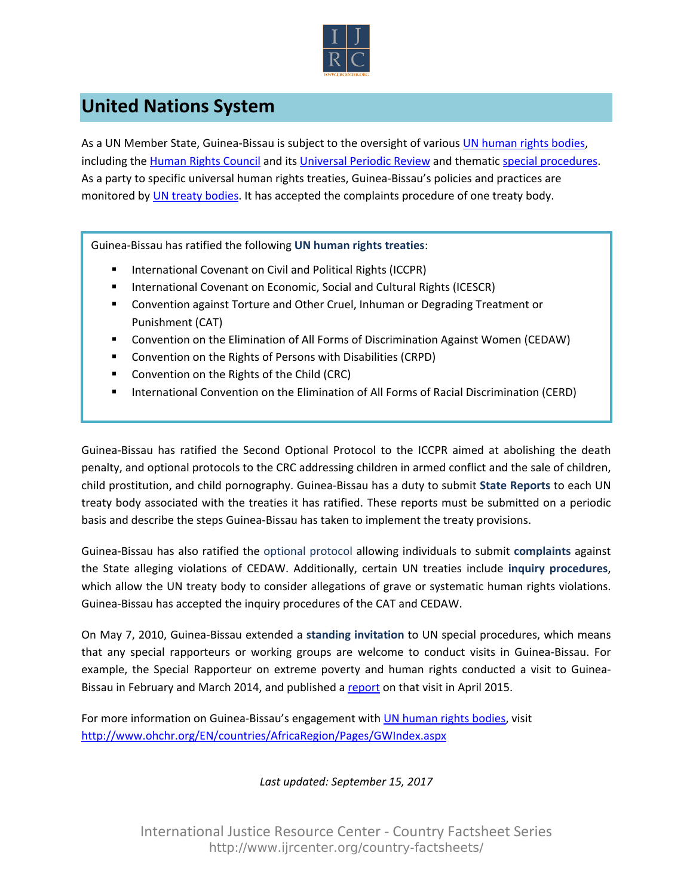## United Nations System

As a UN Member State, Guinea-Bissau is subject to the oversight of various UN human rights bodies, including the Human Rights Council and its Universal Periodic Review and thematic special procedures. As a party to specific universal human rights treaties, Guinea-Bissau's policies and practices are monitored by UN treaty bodies. It has accepted the complaints procedure of one treaty body.

Guinea-Bissau has ratified the following **UN human rights treaties**:

- International Covenant on Civil and Political Rights (ICCPR)
- International Covenant on Economic, Social and Cultural Rights (ICESCR)
- Convention against Torture and Other Cruel, Inhuman or Degrading Treatment or Punishment (CAT)
- Convention on the Elimination of All Forms of Discrimination Against Women (CEDAW)
- Convention on the Rights of Persons with Disabilities (CRPD)
- Convention on the Rights of the Child (CRC)
- International Convention on the Elimination of All Forms of Racial Discrimination (CERD)

Guinea-Bissau has ratified the Second Optional Protocol to the ICCPR aimed at abolishing the death penalty, and optional protocols to the CRC addressing children in armed conflict and the sale of children, child prostitution, and child pornography. Guinea-Bissau has a duty to submit **State Reports** to each UN treaty body associated with the treaties it has ratified. These reports must be submitted on a periodic basis and describe the steps Guinea-Bissau has taken to implement the treaty provisions.

Guinea-Bissau has also ratified the optional protocol allowing individuals to submit **complaints** against the State alleging violations of CEDAW. Additionally, certain UN treaties include **inquiry procedures**, which allow the UN treaty body to consider allegations of grave or systematic human rights violations. Guinea-Bissau has accepted the inquiry procedures of the CAT and CEDAW.

On May 7, 2010, Guinea-Bissau extended a **standing invitation** to UN special procedures, which means that any special rapporteurs or working groups are welcome to conduct visits in Guinea-Bissau. For example, the Special Rapporteur on extreme poverty and human rights conducted a visit to Guinea-Bissau in February and March 2014, and published a report on that visit in April 2015.

For more information on Guinea-Bissau's engagement with UN human rights bodies, visit http://www.ohchr.org/EN/countries/AfricaRegion/Pages/GWIndex.aspx

*Last updated: September 15, 2017*